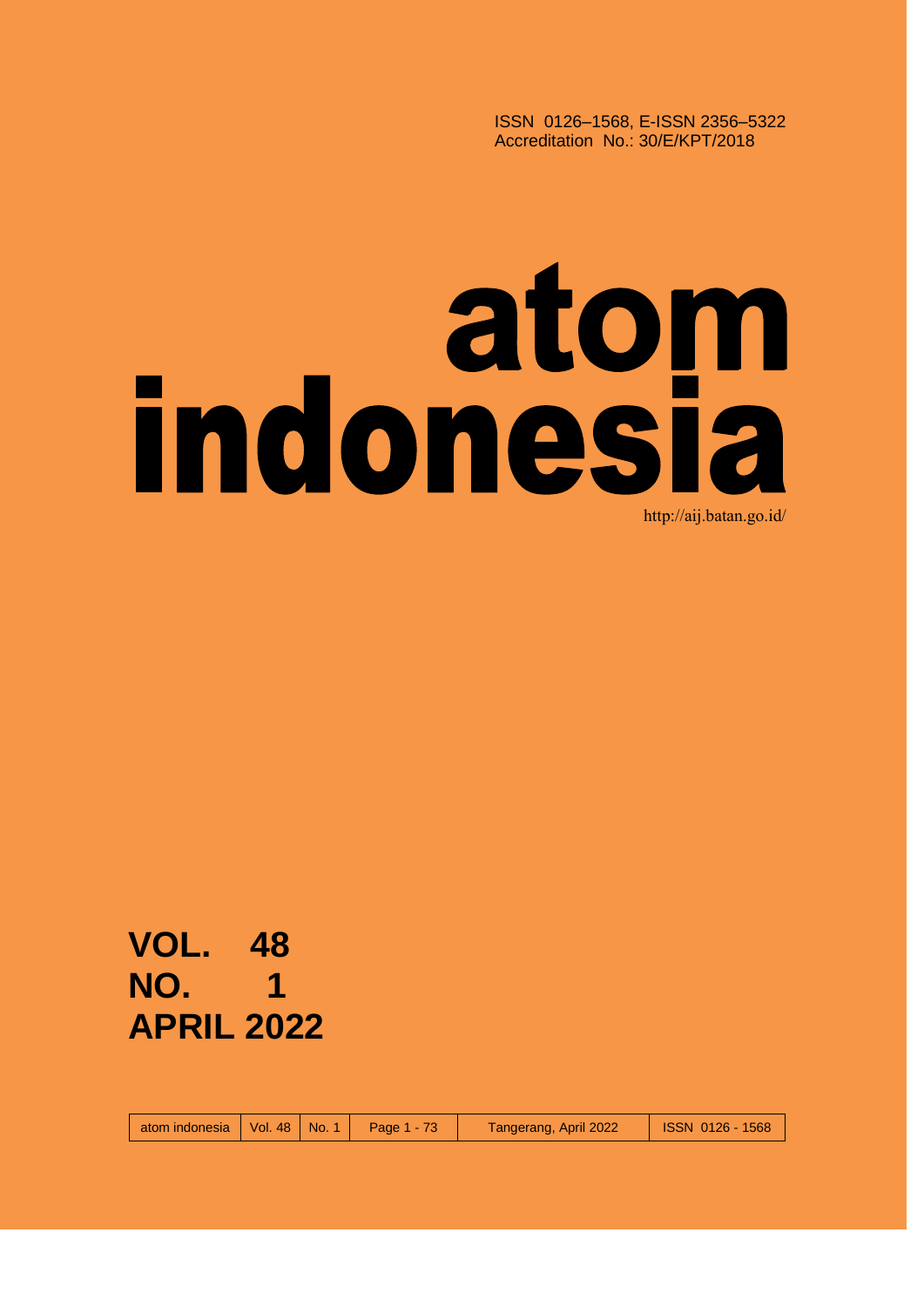ISSN 0126–1568, E-ISSN 2356–5322
Accreditation No.: 30/E/KPT/2018

# atom indonesia

http://aij.batan.go.id/

**VOL. 48**
**NO. 1**
**APRIL 2022**

| atom indonesia | Vol. 48 | No. 1 | Page 1 - 73 | Tangerang, April 2022 | ISSN 0126 - 1568 |
|---|---|---|---|---|---|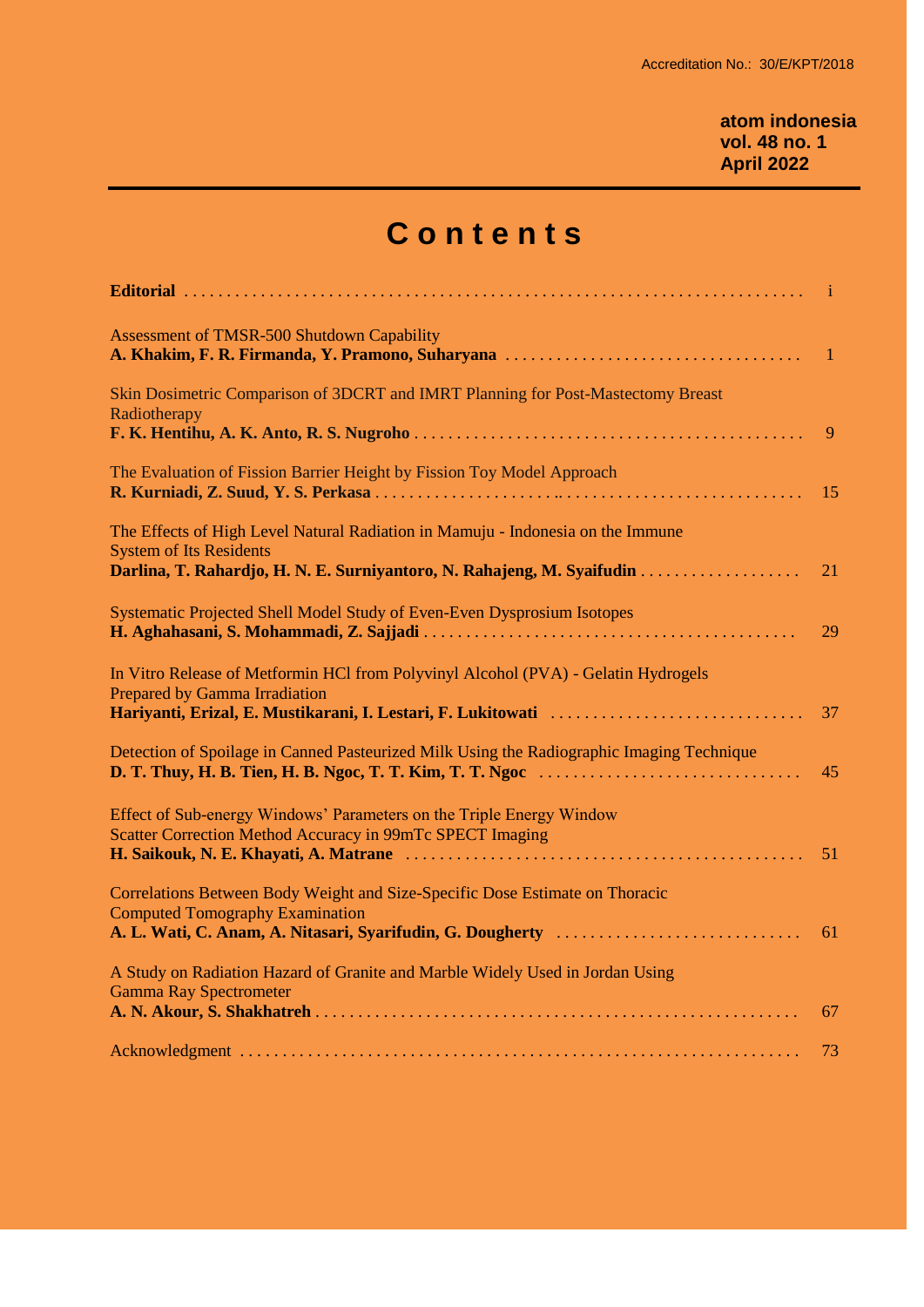Accreditation No.: 30/E/KPT/2018

**atom indonesia**
**vol. 48 no. 1**
**April 2022**

# Contents

**Editorial** . . . . . . . . . . i

Assessment of TMSR-500 Shutdown Capability
**A. Khakim, F. R. Firmanda, Y. Pramono, Suharyana** . . . . . . . . . . 1

Skin Dosimetric Comparison of 3DCRT and IMRT Planning for Post-Mastectomy Breast Radiotherapy
**F. K. Hentihu, A. K. Anto, R. S. Nugroho** . . . . . . . . . . 9

The Evaluation of Fission Barrier Height by Fission Toy Model Approach
**R. Kurniadi, Z. Suud, Y. S. Perkasa** . . . . . . . . . . 15

The Effects of High Level Natural Radiation in Mamuju - Indonesia on the Immune System of Its Residents
**Darlina, T. Rahardjo, H. N. E. Surniyantoro, N. Rahajeng, M. Syaifudin** . . . . . . . . . . 21

Systematic Projected Shell Model Study of Even-Even Dysprosium Isotopes
**H. Aghahasani, S. Mohammadi, Z. Sajjadi** . . . . . . . . . . 29

In Vitro Release of Metformin HCl from Polyvinyl Alcohol (PVA) - Gelatin Hydrogels Prepared by Gamma Irradiation
**Hariyanti, Erizal, E. Mustikarani, I. Lestari, F. Lukitowati** . . . . . . . . . . 37

Detection of Spoilage in Canned Pasteurized Milk Using the Radiographic Imaging Technique
**D. T. Thuy, H. B. Tien, H. B. Ngoc, T. T. Kim, T. T. Ngoc** . . . . . . . . . . 45

Effect of Sub-energy Windows' Parameters on the Triple Energy Window Scatter Correction Method Accuracy in 99mTc SPECT Imaging
**H. Saikouk, N. E. Khayati, A. Matrane** . . . . . . . . . . 51

Correlations Between Body Weight and Size-Specific Dose Estimate on Thoracic Computed Tomography Examination
**A. L. Wati, C. Anam, A. Nitasari, Syarifudin, G. Dougherty** . . . . . . . . . . 61

A Study on Radiation Hazard of Granite and Marble Widely Used in Jordan Using Gamma Ray Spectrometer
**A. N. Akour, S. Shakhatreh** . . . . . . . . . . 67

Acknowledgment . . . . . . . . . . 73